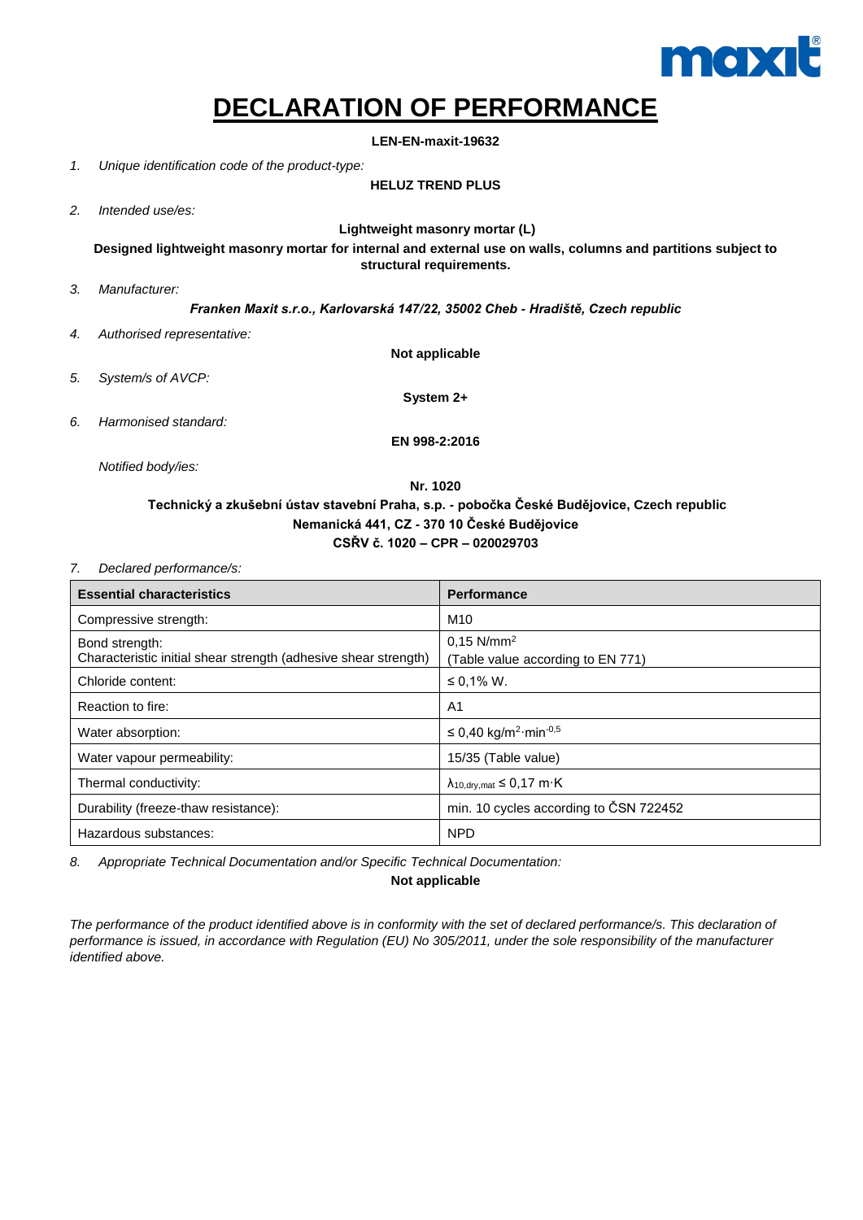# DECLARATION OF PERFORMANCE

**LEN-EN-maxit-19632**

1. *Unique identification code of the product-type:*

   **HELUZ TREND PLUS**

2. *Intended use/es:*

   **Lightweight masonry mortar (L)**

   **Designed lightweight masonry mortar for internal and external use on walls, columns and partitions subject to structural requirements.**

3. *Manufacturer:*

   ***Franken Maxit s.r.o., Karlovarská 147/22, 35002 Cheb - Hradiště, Czech republic***

4. *Authorised representative:*

   **Not applicable**

5. *System/s of AVCP:*

   **System 2+**

6. *Harmonised standard:*

   **EN 998-2:2016**

   *Notified body/ies:*

   **Nr. 1020**

   **Technický a zkušební ústav stavební Praha, s.p. - pobočka České Budějovice, Czech republic**
   **Nemanická 441, CZ - 370 10 České Budějovice**
   **CSŘV č. 1020 – CPR – 020029703**

7. *Declared performance/s:*

| Essential characteristics | Performance |
|---|---|
| Compressive strength: | M10 |
| Bond strength:<br>Characteristic initial shear strength (adhesive shear strength) | 0,15 N/mm$^2$<br>(Table value according to EN 771) |
| Chloride content: | ≤ 0,1% W. |
| Reaction to fire: | A1 |
| Water absorption: | ≤ 0,40 kg/m$^2$·min$^{-0,5}$ |
| Water vapour permeability: | 15/35 (Table value) |
| Thermal conductivity: | $\lambda_{10,dry,mat}$ ≤ 0,17 m·K |
| Durability (freeze-thaw resistance): | min. 10 cycles according to ČSN 722452 |
| Hazardous substances: | NPD |

8. *Appropriate Technical Documentation and/or Specific Technical Documentation:*

   **Not applicable**

*The performance of the product identified above is in conformity with the set of declared performance/s. This declaration of performance is issued, in accordance with Regulation (EU) No 305/2011, under the sole responsibility of the manufacturer identified above.*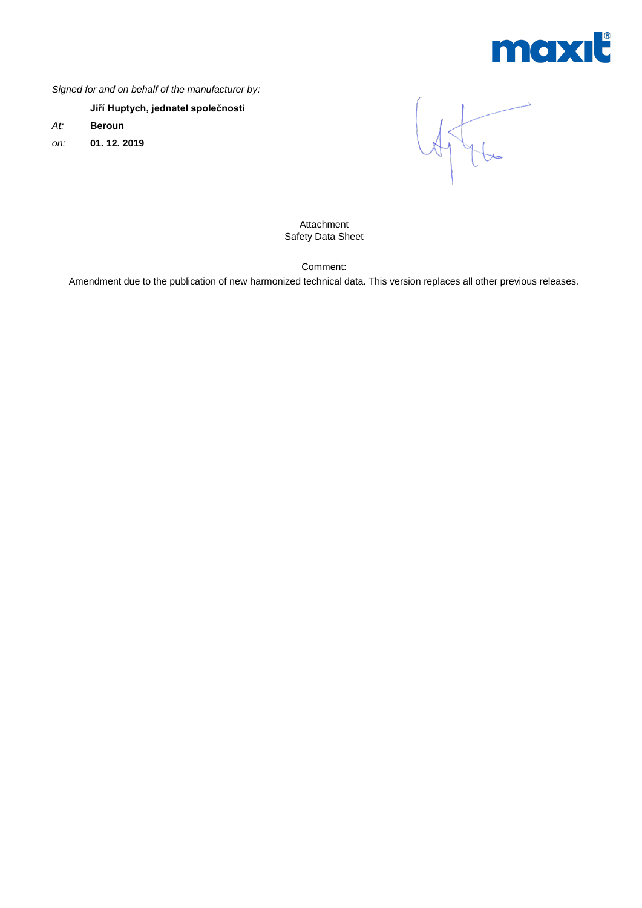*Signed for and on behalf of the manufacturer by:*

**Jiří Huptych, jednatel společnosti**

*At:* **Beroun**

*on:* **01. 12. 2019**

Attachment
Safety Data Sheet

Comment:
Amendment due to the publication of new harmonized technical data. This version replaces all other previous releases.